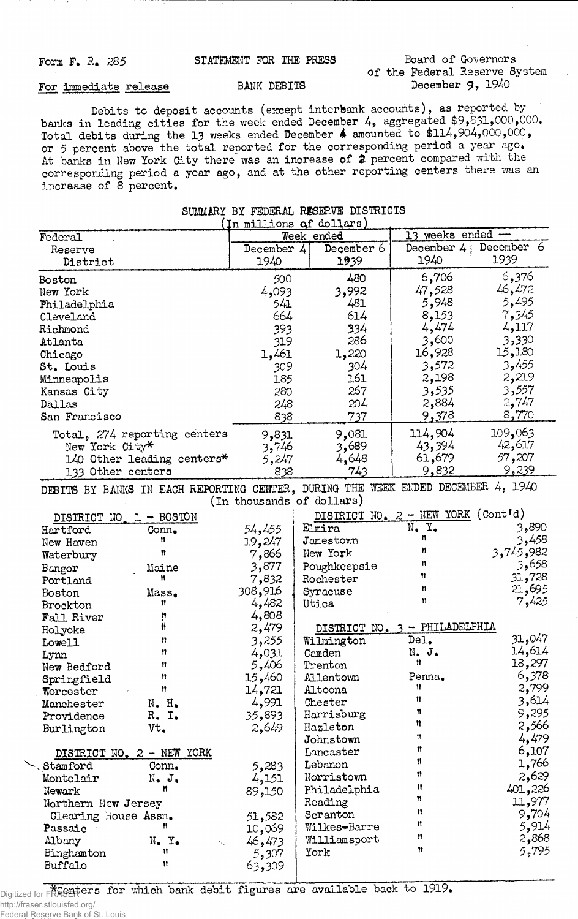Form F. R. 285

STATEMENT FOR THE PRESS

Board of Governors of the Federal Reserve System

For immediate release

BANK DEBITS

December 9, 1940

Debits to deposit accounts (except interbank accounts), as reported by banks in leading cities for the week ended December 4, aggregated $9,831,000,000. Total debits during the 13 weeks ended December 4 amounted to $114,904,000,000, or 5 percent above the total reported for the corresponding period a year ago. At banks in New York City there was an increase of 2 percent compared with the corresponding period a year ago, and at the other reporting centers there was an increase of 8 percent.

## SUMMARY BY FEDERAL RESERVE DISTRICTS

(In millions of dollars)

| Federal Reserve District | Week ended December 4 1940 | Week ended December 6 1939 | 13 weeks ended -- December 4 1940 | 13 weeks ended -- December 6 1939 |
|---|---|---|---|---|
| Boston | 500 | 480 | 6,706 | 6,376 |
| New York | 4,093 | 3,992 | 47,528 | 46,472 |
| Philadelphia | 541 | 481 | 5,948 | 5,495 |
| Cleveland | 664 | 614 | 8,153 | 7,345 |
| Richmond | 393 | 334 | 4,474 | 4,117 |
| Atlanta | 319 | 286 | 3,600 | 3,330 |
| Chicago | 1,461 | 1,220 | 16,928 | 15,180 |
| St. Louis | 309 | 304 | 3,572 | 3,455 |
| Minneapolis | 185 | 161 | 2,198 | 2,219 |
| Kansas City | 280 | 267 | 3,535 | 3,557 |
| Dallas | 248 | 204 | 2,884 | 2,747 |
| San Francisco | 838 | 737 | 9,378 | 8,770 |
| Total, 274 reporting centers | 9,831 | 9,081 | 114,904 | 109,063 |
| New York City* | 3,746 | 3,689 | 43,394 | 42,617 |
| 140 Other leading centers* | 5,247 | 4,648 | 61,679 | 57,207 |
| 133 Other centers | 838 | 743 | 9,832 | 9,239 |

## DEBITS BY BANKS IN EACH REPORTING CENTER, DURING THE WEEK ENDED DECEMBER 4, 1940

(In thousands of dollars)

### DISTRICT NO. 1 - BOSTON

| City | State | Debits |
|---|---|---|
| Hartford | Conn. | 54,455 |
| New Haven | " | 19,247 |
| Waterbury | " | 7,866 |
| Bangor | Maine | 3,877 |
| Portland | " | 7,832 |
| Boston | Mass. | 308,916 |
| Brockton | " | 4,482 |
| Fall River | " | 4,808 |
| Holyoke | " | 2,479 |
| Lowell | " | 3,255 |
| Lynn | " | 4,031 |
| New Bedford | " | 5,406 |
| Springfield | " | 15,460 |
| Worcester | " | 14,721 |
| Manchester | N. H. | 4,991 |
| Providence | R. I. | 35,893 |
| Burlington | Vt. | 2,649 |

### DISTRICT NO. 2 - NEW YORK

| City | State | Debits |
|---|---|---|
| Stamford | Conn. | 5,283 |
| Montclair | N. J. | 4,151 |
| Newark | " | 89,150 |
| Northern New Jersey Clearing House Assn. | " | 51,582 |
| Passaic | " | 10,069 |
| Albany | N. Y. | 46,473 |
| Binghamton | " | 5,307 |
| Buffalo | " | 63,309 |
| Elmira | N. Y. | 3,890 |
| Jamestown | " | 3,458 |
| New York | " | 3,745,982 |
| Poughkeepsie | " | 3,658 |
| Rochester | " | 31,728 |
| Syracuse | " | 21,695 |
| Utica | " | 7,425 |

### DISTRICT NO. 3 - PHILADELPHIA

| City | State | Debits |
|---|---|---|
| Wilmington | Del. | 31,047 |
| Camden | N. J. | 14,614 |
| Trenton | " | 18,297 |
| Allentown | Penna. | 6,378 |
| Altoona | " | 2,799 |
| Chester | " | 3,614 |
| Harrisburg | " | 9,295 |
| Hazleton | " | 2,566 |
| Johnstown | " | 4,479 |
| Lancaster | " | 6,107 |
| Lebanon | " | 1,766 |
| Norristown | " | 2,629 |
| Philadelphia | " | 401,226 |
| Reading | " | 11,977 |
| Scranton | " | 9,704 |
| Wilkes-Barre | " | 5,914 |
| Williamsport | " | 2,868 |
| York | " | 5,795 |

*Centers for which bank debit figures are available back to 1919.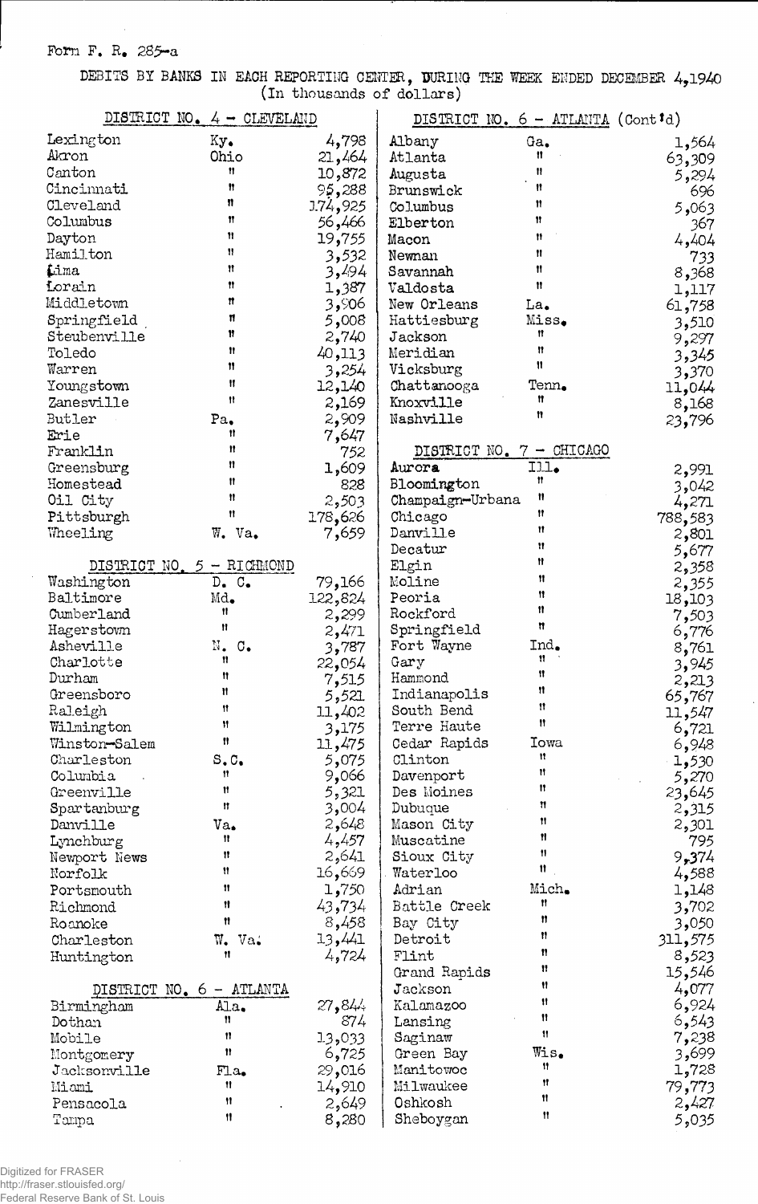Form F. R. 285-a

DEBITS BY BANKS IN EACH REPORTING CENTER, DURING THE WEEK ENDED DECEMBER 4, 1940
(In thousands of dollars)

| DISTRICT NO. 4 - CLEVELAND | | |
|---|---|---|
| Lexington | Ky. | 4,798 |
| Akron | Ohio | 21,464 |
| Canton | " | 10,872 |
| Cincinnati | " | 95,288 |
| Cleveland | " | 174,925 |
| Columbus | " | 56,466 |
| Dayton | " | 19,755 |
| Hamilton | " | 3,532 |
| Lima | " | 3,494 |
| Lorain | " | 1,387 |
| Middletown | " | 3,906 |
| Springfield | " | 5,008 |
| Steubenville | " | 2,740 |
| Toledo | " | 40,113 |
| Warren | " | 3,254 |
| Youngstown | " | 12,140 |
| Zanesville | " | 2,169 |
| Butler | Pa. | 2,909 |
| Erie | " | 7,647 |
| Franklin | " | 752 |
| Greensburg | " | 1,609 |
| Homestead | " | 828 |
| Oil City | " | 2,503 |
| Pittsburgh | " | 178,626 |
| Wheeling | W. Va. | 7,659 |

| DISTRICT NO. 5 - RICHMOND | | |
|---|---|---|
| Washington | D. C. | 79,166 |
| Baltimore | Md. | 122,824 |
| Cumberland | " | 2,299 |
| Hagerstown | " | 2,471 |
| Asheville | N. C. | 3,787 |
| Charlotte | " | 22,054 |
| Durham | " | 7,515 |
| Greensboro | " | 5,521 |
| Raleigh | " | 11,402 |
| Wilmington | " | 3,175 |
| Winston-Salem | " | 11,475 |
| Charleston | S. C. | 5,075 |
| Columbia | " | 9,066 |
| Greenville | " | 5,321 |
| Spartanburg | " | 3,004 |
| Danville | Va. | 2,648 |
| Lynchburg | " | 4,457 |
| Newport News | " | 2,641 |
| Norfolk | " | 16,669 |
| Portsmouth | " | 1,750 |
| Richmond | " | 43,734 |
| Roanoke | " | 8,458 |
| Charleston | W. Va. | 13,441 |
| Huntington | " | 4,724 |

| DISTRICT NO. 6 - ATLANTA | | |
|---|---|---|
| Birmingham | Ala. | 27,844 |
| Dothan | " | 874 |
| Mobile | " | 13,033 |
| Montgomery | " | 6,725 |
| Jacksonville | Fla. | 29,016 |
| Miami | " | 14,910 |
| Pensacola | " | 2,649 |
| Tampa | " | 8,280 |

| DISTRICT NO. 6 - ATLANTA (Cont'd) | | |
|---|---|---|
| Albany | Ga. | 1,564 |
| Atlanta | " | 63,309 |
| Augusta | " | 5,294 |
| Brunswick | " | 696 |
| Columbus | " | 5,063 |
| Elberton | " | 367 |
| Macon | " | 4,404 |
| Newnan | " | 733 |
| Savannah | " | 8,368 |
| Valdosta | " | 1,117 |
| New Orleans | La. | 61,758 |
| Hattiesburg | Miss. | 3,510 |
| Jackson | " | 9,297 |
| Meridian | " | 3,345 |
| Vicksburg | " | 3,370 |
| Chattanooga | Tenn. | 11,044 |
| Knoxville | " | 8,168 |
| Nashville | " | 23,796 |

| DISTRICT NO. 7 - CHICAGO | | |
|---|---|---|
| Aurora | Ill. | 2,991 |
| Bloomington | " | 3,042 |
| Champaign-Urbana | " | 4,271 |
| Chicago | " | 788,583 |
| Danville | " | 2,801 |
| Decatur | " | 5,677 |
| Elgin | " | 2,358 |
| Moline | " | 2,355 |
| Peoria | " | 18,103 |
| Rockford | " | 7,503 |
| Springfield | " | 6,776 |
| Fort Wayne | Ind. | 8,761 |
| Gary | " | 3,945 |
| Hammond | " | 2,213 |
| Indianapolis | " | 65,767 |
| South Bend | " | 11,547 |
| Terre Haute | " | 6,721 |
| Cedar Rapids | Iowa | 6,948 |
| Clinton | " | 1,530 |
| Davenport | " | 5,270 |
| Des Moines | " | 23,645 |
| Dubuque | " | 2,315 |
| Mason City | " | 2,301 |
| Muscatine | " | 795 |
| Sioux City | " | 9,374 |
| Waterloo | " | 4,588 |
| Adrian | Mich. | 1,148 |
| Battle Creek | " | 3,702 |
| Bay City | " | 3,050 |
| Detroit | " | 311,575 |
| Flint | " | 8,523 |
| Grand Rapids | " | 15,546 |
| Jackson | " | 4,077 |
| Kalamazoo | " | 6,924 |
| Lansing | " | 6,543 |
| Saginaw | " | 7,238 |
| Green Bay | Wis. | 3,699 |
| Manitowoc | " | 1,728 |
| Milwaukee | " | 79,773 |
| Oshkosh | " | 2,427 |
| Sheboygan | " | 5,035 |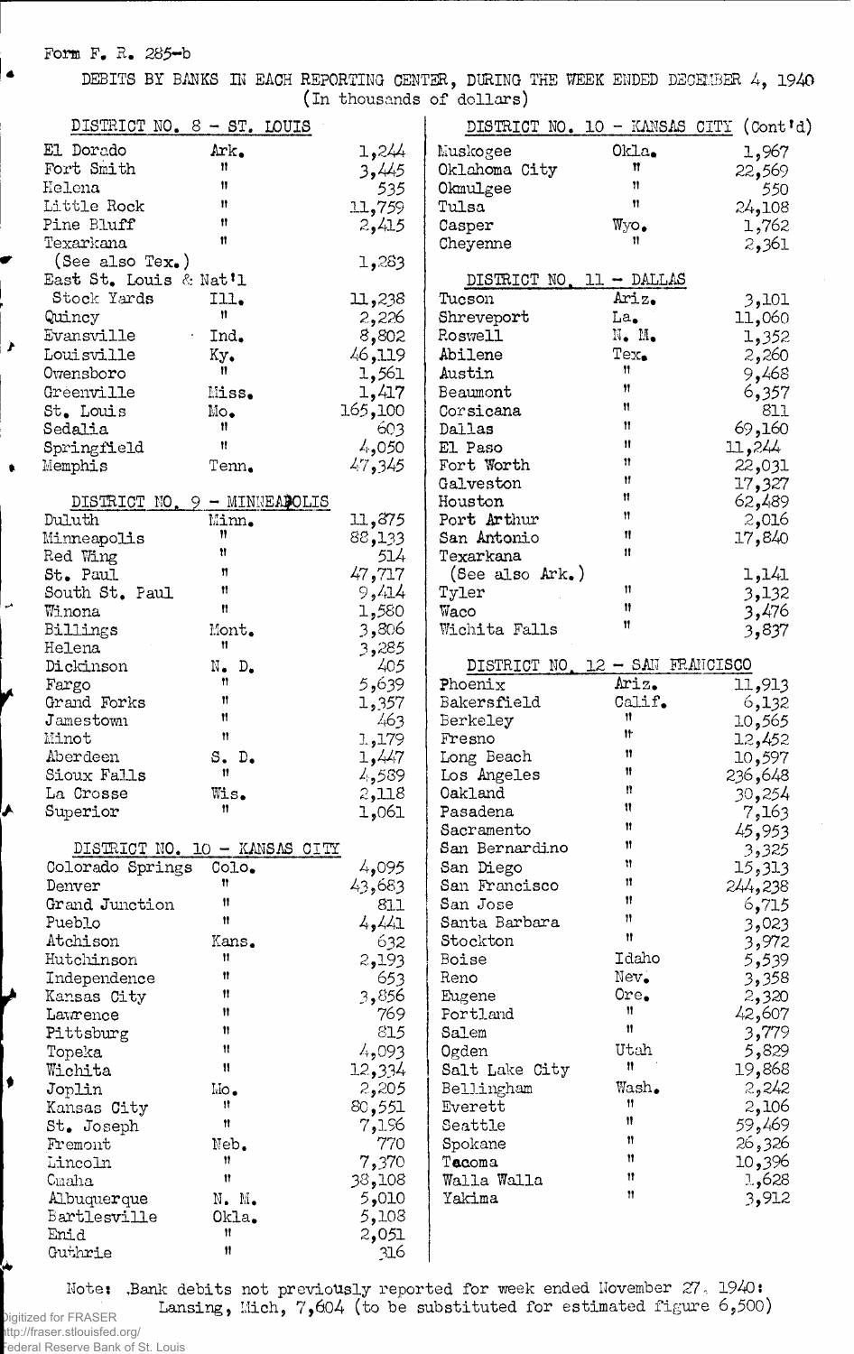Form F. R. 285-b

DEBITS BY BANKS IN EACH REPORTING CENTER, DURING THE WEEK ENDED DECEMBER 4, 1940
(In thousands of dollars)

| DISTRICT NO. 8 - ST. LOUIS | | |
|---|---|---|
| El Dorado | Ark. | 1,244 |
| Fort Smith | " | 3,445 |
| Helena | " | 535 |
| Little Rock | " | 11,759 |
| Pine Bluff | " | 2,415 |
| Texarkana (See also Tex.) | " | 1,283 |
| East St. Louis & Nat'l Stock Yards | Ill. | 11,238 |
| Quincy | " | 2,226 |
| Evansville | Ind. | 8,802 |
| Louisville | Ky. | 46,119 |
| Owensboro | " | 1,561 |
| Greenville | Miss. | 1,417 |
| St. Louis | Mo. | 165,100 |
| Sedalia | " | 603 |
| Springfield | " | 4,050 |
| Memphis | Tenn. | 47,345 |

| DISTRICT NO. 9 - MINNEAPOLIS | | |
|---|---|---|
| Duluth | Minn. | 11,875 |
| Minneapolis | " | 88,133 |
| Red Wing | " | 514 |
| St. Paul | " | 47,717 |
| South St. Paul | " | 9,414 |
| Winona | " | 1,580 |
| Billings | Mont. | 3,806 |
| Helena | " | 3,285 |
| Dickinson | N. D. | 405 |
| Fargo | " | 5,639 |
| Grand Forks | " | 1,357 |
| Jamestown | " | 463 |
| Minot | " | 1,179 |
| Aberdeen | S. D. | 1,447 |
| Sioux Falls | " | 4,589 |
| La Crosse | Wis. | 2,118 |
| Superior | " | 1,061 |

| DISTRICT NO. 10 - KANSAS CITY | | |
|---|---|---|
| Colorado Springs | Colo. | 4,095 |
| Denver | " | 43,683 |
| Grand Junction | " | 811 |
| Pueblo | " | 4,441 |
| Atchison | Kans. | 632 |
| Hutchinson | " | 2,193 |
| Independence | " | 653 |
| Kansas City | " | 3,856 |
| Lawrence | " | 769 |
| Pittsburg | " | 815 |
| Topeka | " | 4,093 |
| Wichita | " | 12,334 |
| Joplin | Mo. | 2,205 |
| Kansas City | " | 80,551 |
| St. Joseph | " | 7,196 |
| Fremont | Neb. | 770 |
| Lincoln | " | 7,370 |
| Omaha | " | 38,108 |
| Albuquerque | N. M. | 5,010 |
| Bartlesville | Okla. | 5,108 |
| Enid | " | 2,051 |
| Guthrie | " | 316 |

| DISTRICT NO. 10 - KANSAS CITY (Cont'd) | | |
|---|---|---|
| Muskogee | Okla. | 1,967 |
| Oklahoma City | " | 22,569 |
| Okmulgee | " | 550 |
| Tulsa | " | 24,108 |
| Casper | Wyo. | 1,762 |
| Cheyenne | " | 2,361 |

| DISTRICT NO. 11 - DALLAS | | |
|---|---|---|
| Tucson | Ariz. | 3,101 |
| Shreveport | La. | 11,060 |
| Roswell | N. M. | 1,352 |
| Abilene | Tex. | 2,260 |
| Austin | " | 9,468 |
| Beaumont | " | 6,357 |
| Corsicana | " | 811 |
| Dallas | " | 69,160 |
| El Paso | " | 11,244 |
| Fort Worth | " | 22,031 |
| Galveston | " | 17,327 |
| Houston | " | 62,489 |
| Port Arthur | " | 2,016 |
| San Antonio | " | 17,840 |
| Texarkana (See also Ark.) | " | 1,141 |
| Tyler | " | 3,132 |
| Waco | " | 3,476 |
| Wichita Falls | " | 3,837 |

| DISTRICT NO. 12 - SAN FRANCISCO | | |
|---|---|---|
| Phoenix | Ariz. | 11,913 |
| Bakersfield | Calif. | 6,132 |
| Berkeley | " | 10,565 |
| Fresno | " | 12,452 |
| Long Beach | " | 10,597 |
| Los Angeles | " | 236,648 |
| Oakland | " | 30,254 |
| Pasadena | " | 7,163 |
| Sacramento | " | 45,953 |
| San Bernardino | " | 3,325 |
| San Diego | " | 15,313 |
| San Francisco | " | 244,238 |
| San Jose | " | 6,715 |
| Santa Barbara | " | 3,023 |
| Stockton | " | 3,972 |
| Boise | Idaho | 5,539 |
| Reno | Nev. | 3,358 |
| Eugene | Ore. | 2,320 |
| Portland | " | 42,607 |
| Salem | " | 3,779 |
| Ogden | Utah | 5,829 |
| Salt Lake City | " | 19,868 |
| Bellingham | Wash. | 2,242 |
| Everett | " | 2,106 |
| Seattle | " | 59,469 |
| Spokane | " | 26,326 |
| Tacoma | " | 10,396 |
| Walla Walla | " | 1,628 |
| Yakima | " | 3,912 |

Note: Bank debits not previously reported for week ended November 27, 1940:
Lansing, Mich, 7,604 (to be substituted for estimated figure 6,500)